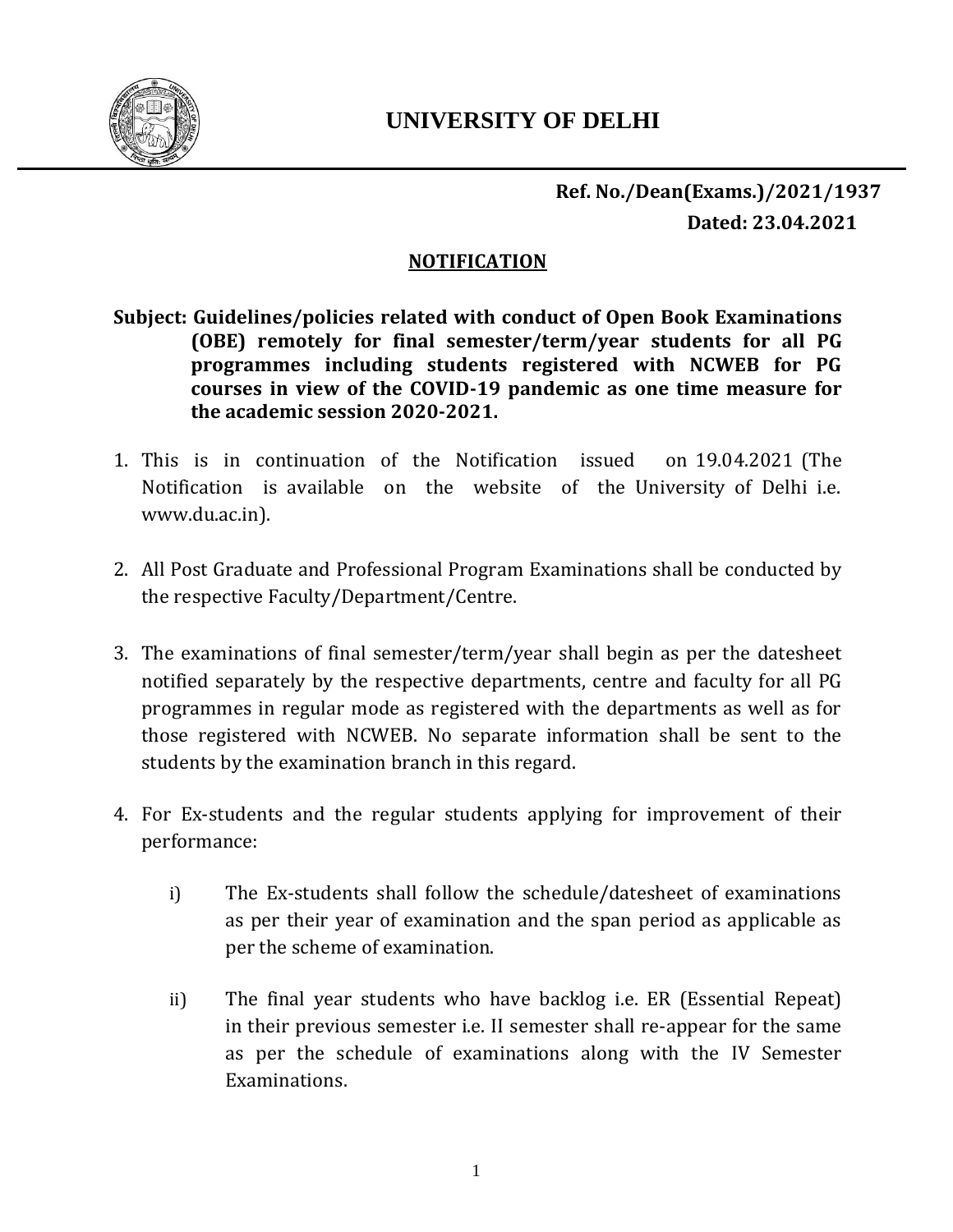# UNIVERSITY OF DELHI

**Ref. No./Dean(Exams.)/2021/1937**

**Dated: 23.04.2021**

## NOTIFICATION

**Subject: Guidelines/policies related with conduct of Open Book Examinations (OBE) remotely for final semester/term/year students for all PG programmes including students registered with NCWEB for PG courses in view of the COVID-19 pandemic as one time measure for the academic session 2020-2021.**

1. This is in continuation of the Notification issued on 19.04.2021 (The Notification is available on the website of the University of Delhi i.e. www.du.ac.in).

2. All Post Graduate and Professional Program Examinations shall be conducted by the respective Faculty/Department/Centre.

3. The examinations of final semester/term/year shall begin as per the datesheet notified separately by the respective departments, centre and faculty for all PG programmes in regular mode as registered with the departments as well as for those registered with NCWEB. No separate information shall be sent to the students by the examination branch in this regard.

4. For Ex-students and the regular students applying for improvement of their performance:

   i) The Ex-students shall follow the schedule/datesheet of examinations as per their year of examination and the span period as applicable as per the scheme of examination.

   ii) The final year students who have backlog i.e. ER (Essential Repeat) in their previous semester i.e. II semester shall re-appear for the same as per the schedule of examinations along with the IV Semester Examinations.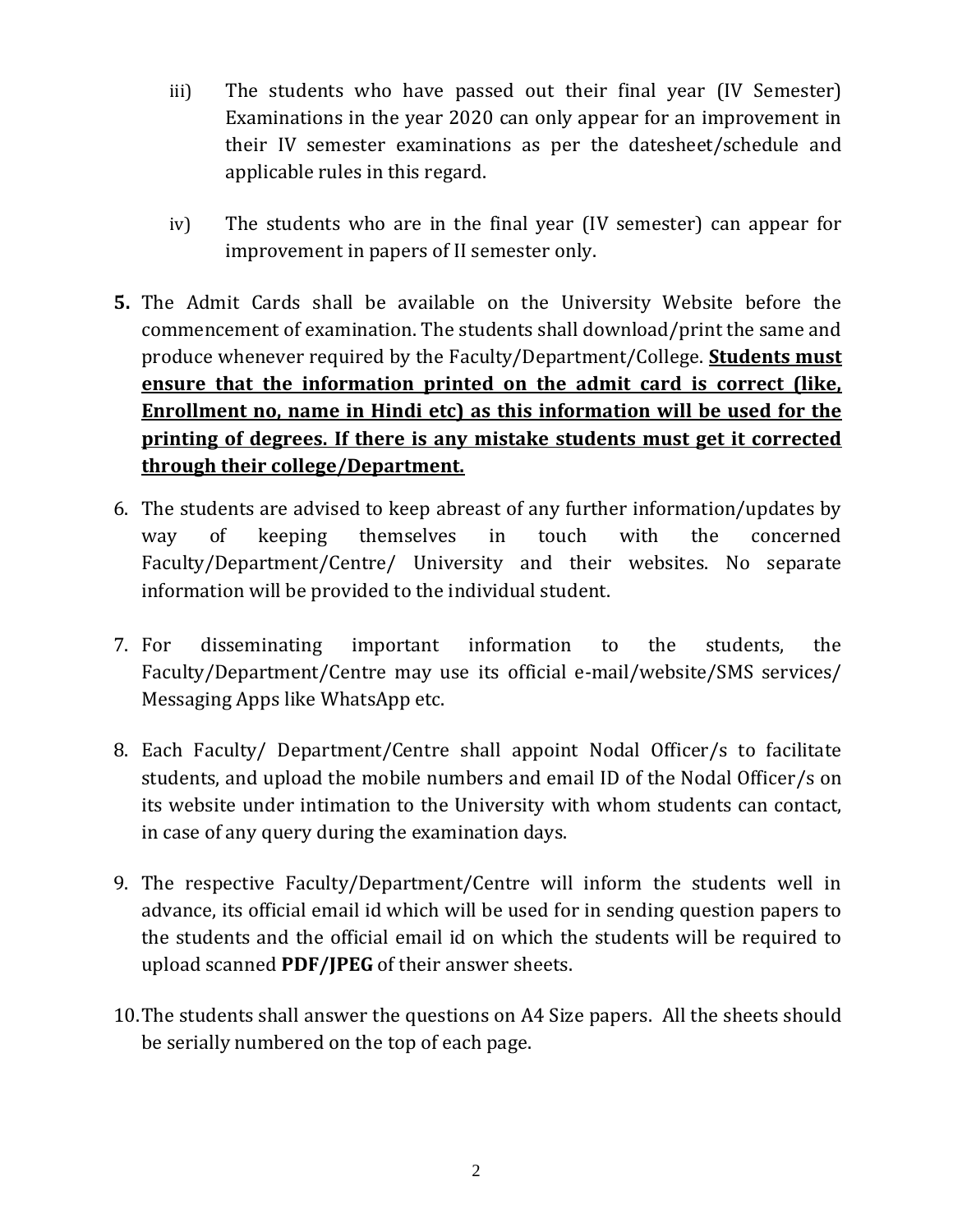iii) The students who have passed out their final year (IV Semester) Examinations in the year 2020 can only appear for an improvement in their IV semester examinations as per the datesheet/schedule and applicable rules in this regard.

iv) The students who are in the final year (IV semester) can appear for improvement in papers of II semester only.

**5.** The Admit Cards shall be available on the University Website before the commencement of examination. The students shall download/print the same and produce whenever required by the Faculty/Department/College. **<u>Students must ensure that the information printed on the admit card is correct (like, Enrollment no, name in Hindi etc) as this information will be used for the printing of degrees. If there is any mistake students must get it corrected through their college/Department.</u>**

6. The students are advised to keep abreast of any further information/updates by way of keeping themselves in touch with the concerned Faculty/Department/Centre/ University and their websites. No separate information will be provided to the individual student.

7. For disseminating important information to the students, the Faculty/Department/Centre may use its official e-mail/website/SMS services/ Messaging Apps like WhatsApp etc.

8. Each Faculty/ Department/Centre shall appoint Nodal Officer/s to facilitate students, and upload the mobile numbers and email ID of the Nodal Officer/s on its website under intimation to the University with whom students can contact, in case of any query during the examination days.

9. The respective Faculty/Department/Centre will inform the students well in advance, its official email id which will be used for in sending question papers to the students and the official email id on which the students will be required to upload scanned **PDF/JPEG** of their answer sheets.

10. The students shall answer the questions on A4 Size papers. All the sheets should be serially numbered on the top of each page.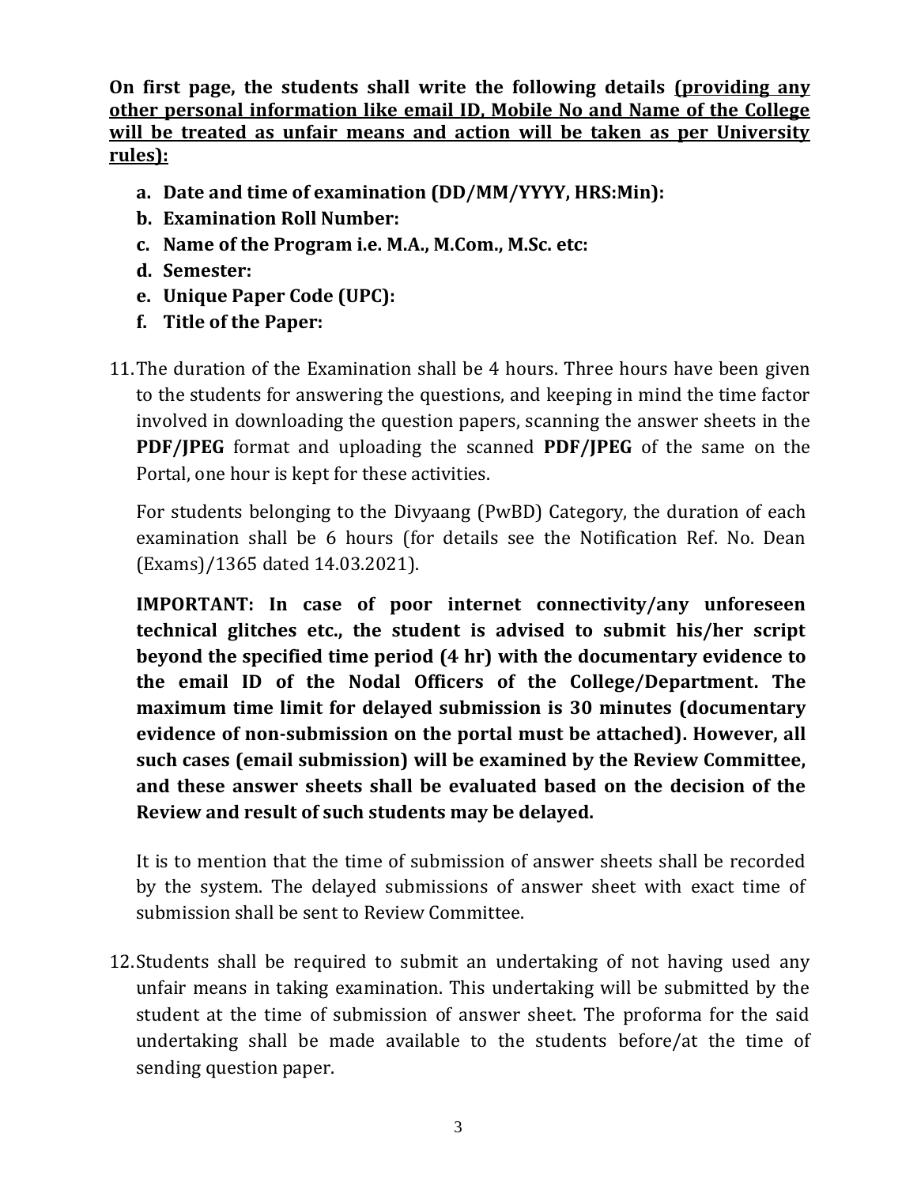**On first page, the students shall write the following details <u>(providing any other personal information like email ID, Mobile No and Name of the College will be treated as unfair means and action will be taken as per University rules):</u>**

- **a. Date and time of examination (DD/MM/YYYY, HRS:Min):**
- **b. Examination Roll Number:**
- **c. Name of the Program i.e. M.A., M.Com., M.Sc. etc:**
- **d. Semester:**
- **e. Unique Paper Code (UPC):**
- **f. Title of the Paper:**

11. The duration of the Examination shall be 4 hours. Three hours have been given to the students for answering the questions, and keeping in mind the time factor involved in downloading the question papers, scanning the answer sheets in the **PDF/JPEG** format and uploading the scanned **PDF/JPEG** of the same on the Portal, one hour is kept for these activities.

    For students belonging to the Divyaang (PwBD) Category, the duration of each examination shall be 6 hours (for details see the Notification Ref. No. Dean (Exams)/1365 dated 14.03.2021).

    **IMPORTANT: In case of poor internet connectivity/any unforeseen technical glitches etc., the student is advised to submit his/her script beyond the specified time period (4 hr) with the documentary evidence to the email ID of the Nodal Officers of the College/Department. The maximum time limit for delayed submission is 30 minutes (documentary evidence of non-submission on the portal must be attached). However, all such cases (email submission) will be examined by the Review Committee, and these answer sheets shall be evaluated based on the decision of the Review and result of such students may be delayed.**

    It is to mention that the time of submission of answer sheets shall be recorded by the system. The delayed submissions of answer sheet with exact time of submission shall be sent to Review Committee.

12. Students shall be required to submit an undertaking of not having used any unfair means in taking examination. This undertaking will be submitted by the student at the time of submission of answer sheet. The proforma for the said undertaking shall be made available to the students before/at the time of sending question paper.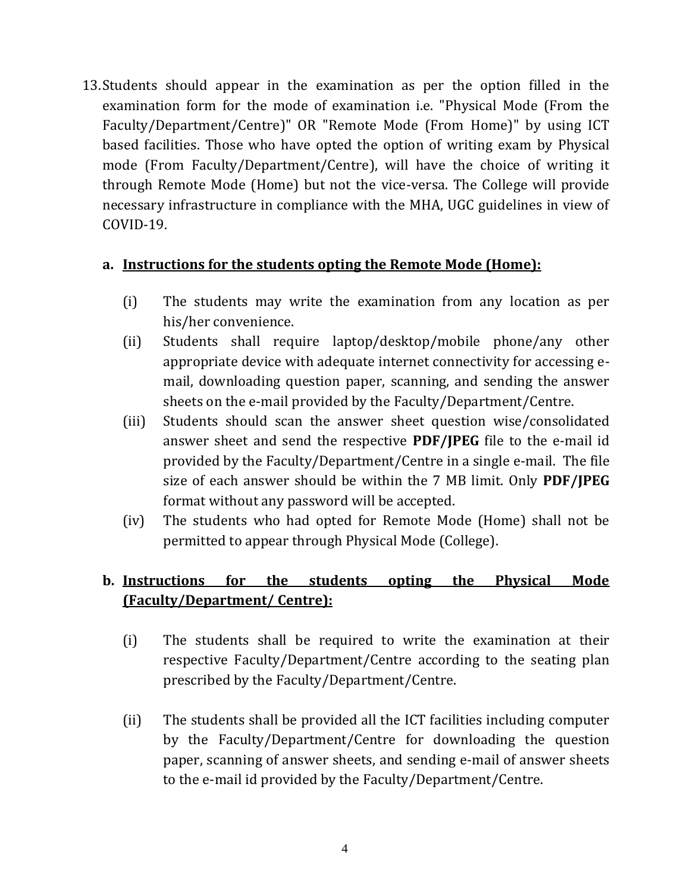13. Students should appear in the examination as per the option filled in the examination form for the mode of examination i.e. "Physical Mode (From the Faculty/Department/Centre)" OR "Remote Mode (From Home)" by using ICT based facilities. Those who have opted the option of writing exam by Physical mode (From Faculty/Department/Centre), will have the choice of writing it through Remote Mode (Home) but not the vice-versa. The College will provide necessary infrastructure in compliance with the MHA, UGC guidelines in view of COVID-19.

   a. **<u>Instructions for the students opting the Remote Mode (Home):</u>**

      (i) The students may write the examination from any location as per his/her convenience.

      (ii) Students shall require laptop/desktop/mobile phone/any other appropriate device with adequate internet connectivity for accessing e-mail, downloading question paper, scanning, and sending the answer sheets on the e-mail provided by the Faculty/Department/Centre.

      (iii) Students should scan the answer sheet question wise/consolidated answer sheet and send the respective **PDF/JPEG** file to the e-mail id provided by the Faculty/Department/Centre in a single e-mail. The file size of each answer should be within the 7 MB limit. Only **PDF/JPEG** format without any password will be accepted.

      (iv) The students who had opted for Remote Mode (Home) shall not be permitted to appear through Physical Mode (College).

   b. **<u>Instructions for the students opting the Physical Mode (Faculty/Department/ Centre):</u>**

      (i) The students shall be required to write the examination at their respective Faculty/Department/Centre according to the seating plan prescribed by the Faculty/Department/Centre.

      (ii) The students shall be provided all the ICT facilities including computer by the Faculty/Department/Centre for downloading the question paper, scanning of answer sheets, and sending e-mail of answer sheets to the e-mail id provided by the Faculty/Department/Centre.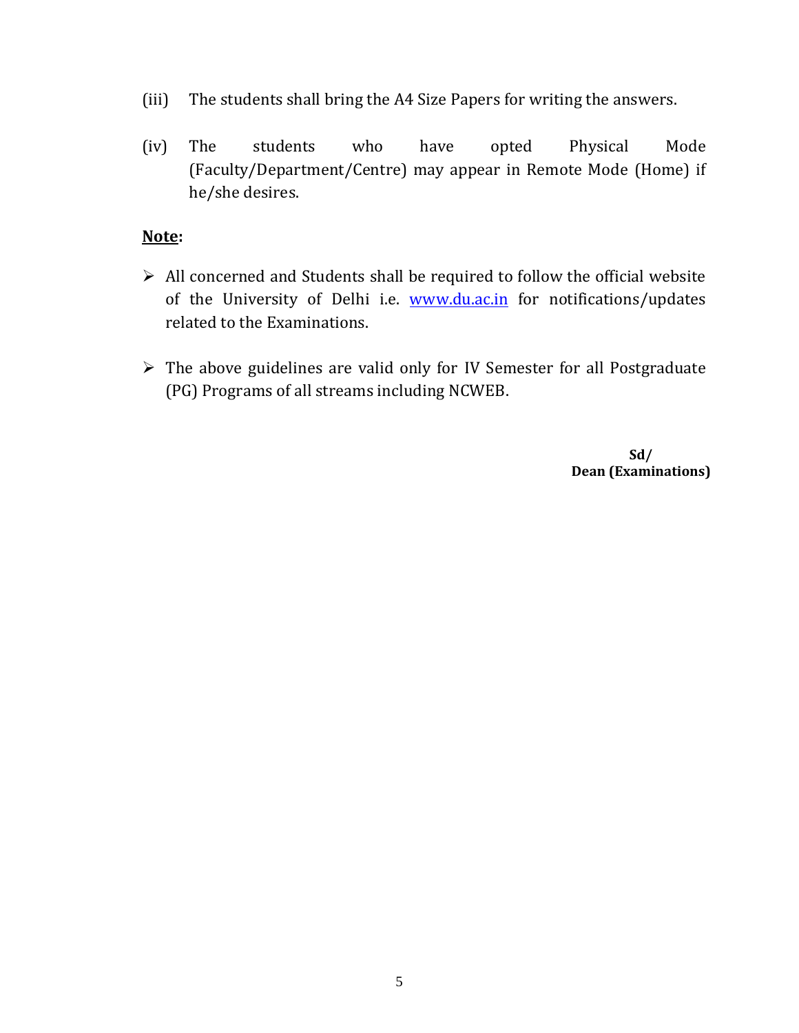(iii) The students shall bring the A4 Size Papers for writing the answers.

(iv) The students who have opted Physical Mode (Faculty/Department/Centre) may appear in Remote Mode (Home) if he/she desires.

**Note:**

- All concerned and Students shall be required to follow the official website of the University of Delhi i.e. www.du.ac.in for notifications/updates related to the Examinations.

- The above guidelines are valid only for IV Semester for all Postgraduate (PG) Programs of all streams including NCWEB.

**Sd/**
**Dean (Examinations)**